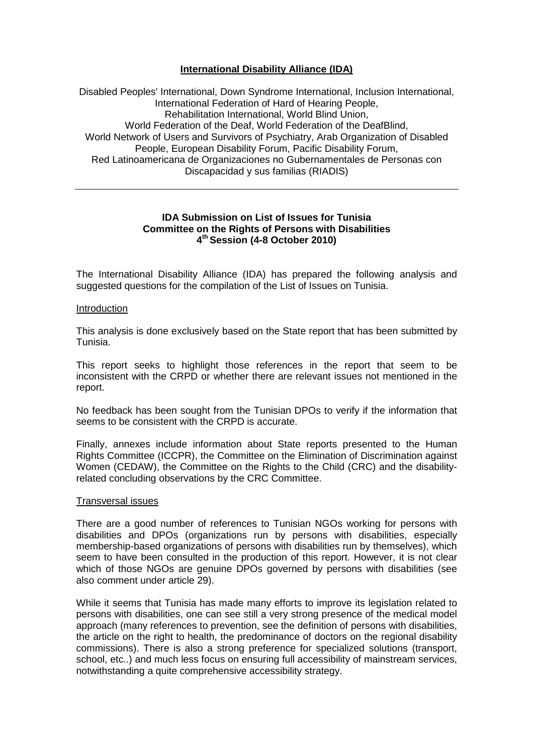**International Disability Alliance (IDA)**

Disabled Peoples' International, Down Syndrome International, Inclusion International, International Federation of Hard of Hearing People, Rehabilitation International, World Blind Union, World Federation of the Deaf, World Federation of the DeafBlind, World Network of Users and Survivors of Psychiatry, Arab Organization of Disabled People, European Disability Forum, Pacific Disability Forum, Red Latinoamericana de Organizaciones no Gubernamentales de Personas con Discapacidad y sus familias (RIADIS)

---

**IDA Submission on List of Issues for Tunisia**
**Committee on the Rights of Persons with Disabilities**
**4th Session (4-8 October 2010)**

The International Disability Alliance (IDA) has prepared the following analysis and suggested questions for the compilation of the List of Issues on Tunisia.

Introduction

This analysis is done exclusively based on the State report that has been submitted by Tunisia.

This report seeks to highlight those references in the report that seem to be inconsistent with the CRPD or whether there are relevant issues not mentioned in the report.

No feedback has been sought from the Tunisian DPOs to verify if the information that seems to be consistent with the CRPD is accurate.

Finally, annexes include information about State reports presented to the Human Rights Committee (ICCPR), the Committee on the Elimination of Discrimination against Women (CEDAW), the Committee on the Rights to the Child (CRC) and the disability-related concluding observations by the CRC Committee.

Transversal issues

There are a good number of references to Tunisian NGOs working for persons with disabilities and DPOs (organizations run by persons with disabilities, especially membership-based organizations of persons with disabilities run by themselves), which seem to have been consulted in the production of this report. However, it is not clear which of those NGOs are genuine DPOs governed by persons with disabilities (see also comment under article 29).

While it seems that Tunisia has made many efforts to improve its legislation related to persons with disabilities, one can see still a very strong presence of the medical model approach (many references to prevention, see the definition of persons with disabilities, the article on the right to health, the predominance of doctors on the regional disability commissions). There is also a strong preference for specialized solutions (transport, school, etc..) and much less focus on ensuring full accessibility of mainstream services, notwithstanding a quite comprehensive accessibility strategy.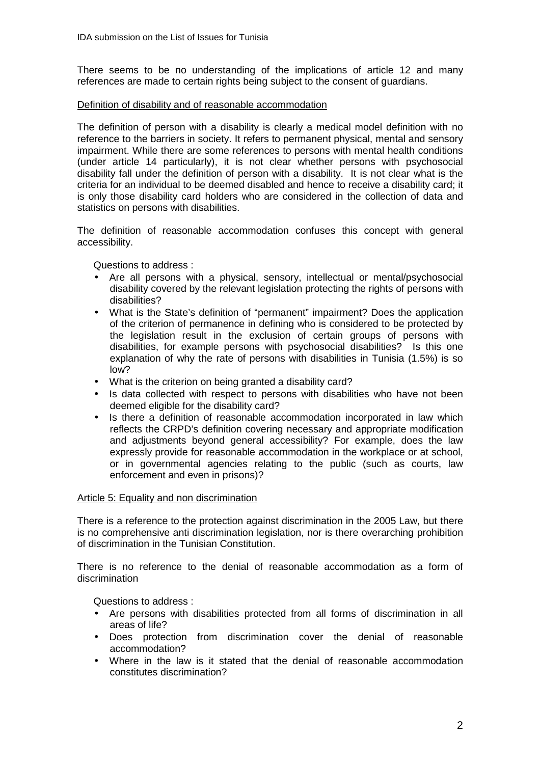There seems to be no understanding of the implications of article 12 and many references are made to certain rights being subject to the consent of guardians.

<u>Definition of disability and of reasonable accommodation</u>

The definition of person with a disability is clearly a medical model definition with no reference to the barriers in society. It refers to permanent physical, mental and sensory impairment. While there are some references to persons with mental health conditions (under article 14 particularly), it is not clear whether persons with psychosocial disability fall under the definition of person with a disability. It is not clear what is the criteria for an individual to be deemed disabled and hence to receive a disability card; it is only those disability card holders who are considered in the collection of data and statistics on persons with disabilities.

The definition of reasonable accommodation confuses this concept with general accessibility.

Questions to address :

- Are all persons with a physical, sensory, intellectual or mental/psychosocial disability covered by the relevant legislation protecting the rights of persons with disabilities?
- What is the State's definition of "permanent" impairment? Does the application of the criterion of permanence in defining who is considered to be protected by the legislation result in the exclusion of certain groups of persons with disabilities, for example persons with psychosocial disabilities? Is this one explanation of why the rate of persons with disabilities in Tunisia (1.5%) is so low?
- What is the criterion on being granted a disability card?
- Is data collected with respect to persons with disabilities who have not been deemed eligible for the disability card?
- Is there a definition of reasonable accommodation incorporated in law which reflects the CRPD's definition covering necessary and appropriate modification and adjustments beyond general accessibility? For example, does the law expressly provide for reasonable accommodation in the workplace or at school, or in governmental agencies relating to the public (such as courts, law enforcement and even in prisons)?

<u>Article 5: Equality and non discrimination</u>

There is a reference to the protection against discrimination in the 2005 Law, but there is no comprehensive anti discrimination legislation, nor is there overarching prohibition of discrimination in the Tunisian Constitution.

There is no reference to the denial of reasonable accommodation as a form of discrimination

Questions to address :

- Are persons with disabilities protected from all forms of discrimination in all areas of life?
- Does protection from discrimination cover the denial of reasonable accommodation?
- Where in the law is it stated that the denial of reasonable accommodation constitutes discrimination?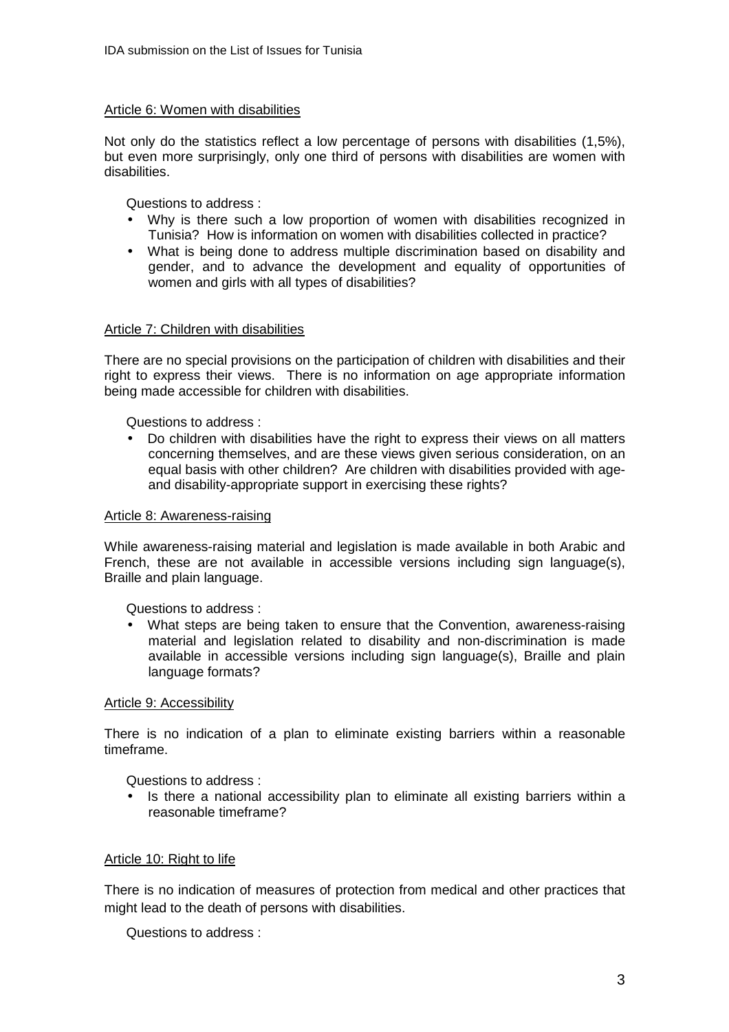Article 6: Women with disabilities

Not only do the statistics reflect a low percentage of persons with disabilities (1,5%), but even more surprisingly, only one third of persons with disabilities are women with disabilities.

Questions to address :

- Why is there such a low proportion of women with disabilities recognized in Tunisia? How is information on women with disabilities collected in practice?
- What is being done to address multiple discrimination based on disability and gender, and to advance the development and equality of opportunities of women and girls with all types of disabilities?

Article 7: Children with disabilities

There are no special provisions on the participation of children with disabilities and their right to express their views. There is no information on age appropriate information being made accessible for children with disabilities.

Questions to address :

- Do children with disabilities have the right to express their views on all matters concerning themselves, and are these views given serious consideration, on an equal basis with other children? Are children with disabilities provided with age- and disability-appropriate support in exercising these rights?

Article 8: Awareness-raising

While awareness-raising material and legislation is made available in both Arabic and French, these are not available in accessible versions including sign language(s), Braille and plain language.

Questions to address :

- What steps are being taken to ensure that the Convention, awareness-raising material and legislation related to disability and non-discrimination is made available in accessible versions including sign language(s), Braille and plain language formats?

Article 9: Accessibility

There is no indication of a plan to eliminate existing barriers within a reasonable timeframe.

Questions to address :

- Is there a national accessibility plan to eliminate all existing barriers within a reasonable timeframe?

Article 10: Right to life

There is no indication of measures of protection from medical and other practices that might lead to the death of persons with disabilities.

Questions to address :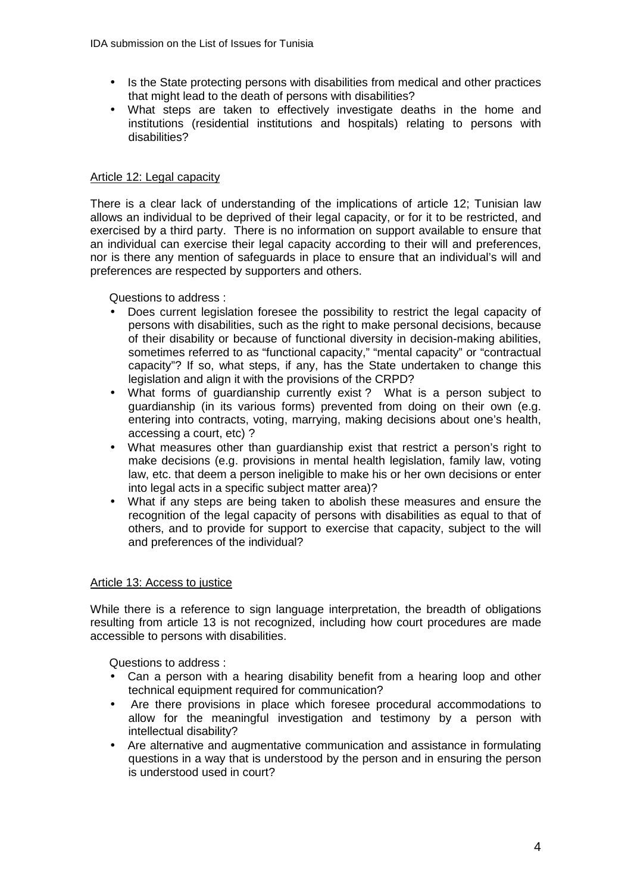- Is the State protecting persons with disabilities from medical and other practices that might lead to the death of persons with disabilities?
- What steps are taken to effectively investigate deaths in the home and institutions (residential institutions and hospitals) relating to persons with disabilities?

## Article 12: Legal capacity

There is a clear lack of understanding of the implications of article 12; Tunisian law allows an individual to be deprived of their legal capacity, or for it to be restricted, and exercised by a third party. There is no information on support available to ensure that an individual can exercise their legal capacity according to their will and preferences, nor is there any mention of safeguards in place to ensure that an individual's will and preferences are respected by supporters and others.

Questions to address :

- Does current legislation foresee the possibility to restrict the legal capacity of persons with disabilities, such as the right to make personal decisions, because of their disability or because of functional diversity in decision-making abilities, sometimes referred to as "functional capacity," "mental capacity" or "contractual capacity"? If so, what steps, if any, has the State undertaken to change this legislation and align it with the provisions of the CRPD?
- What forms of guardianship currently exist ? What is a person subject to guardianship (in its various forms) prevented from doing on their own (e.g. entering into contracts, voting, marrying, making decisions about one's health, accessing a court, etc) ?
- What measures other than guardianship exist that restrict a person's right to make decisions (e.g. provisions in mental health legislation, family law, voting law, etc. that deem a person ineligible to make his or her own decisions or enter into legal acts in a specific subject matter area)?
- What if any steps are being taken to abolish these measures and ensure the recognition of the legal capacity of persons with disabilities as equal to that of others, and to provide for support to exercise that capacity, subject to the will and preferences of the individual?

## Article 13: Access to justice

While there is a reference to sign language interpretation, the breadth of obligations resulting from article 13 is not recognized, including how court procedures are made accessible to persons with disabilities.

Questions to address :

- Can a person with a hearing disability benefit from a hearing loop and other technical equipment required for communication?
- Are there provisions in place which foresee procedural accommodations to allow for the meaningful investigation and testimony by a person with intellectual disability?
- Are alternative and augmentative communication and assistance in formulating questions in a way that is understood by the person and in ensuring the person is understood used in court?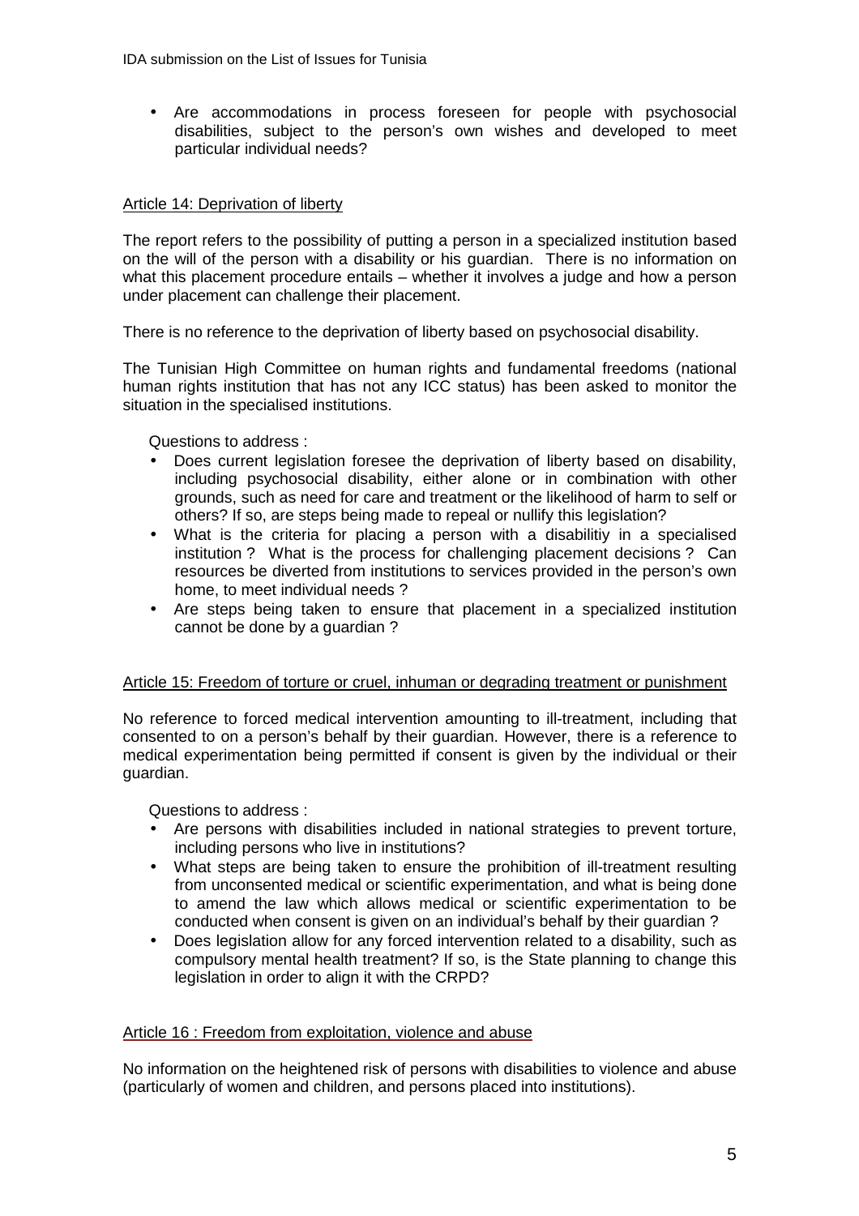- Are accommodations in process foreseen for people with psychosocial disabilities, subject to the person's own wishes and developed to meet particular individual needs?

## Article 14: Deprivation of liberty

The report refers to the possibility of putting a person in a specialized institution based on the will of the person with a disability or his guardian. There is no information on what this placement procedure entails – whether it involves a judge and how a person under placement can challenge their placement.

There is no reference to the deprivation of liberty based on psychosocial disability.

The Tunisian High Committee on human rights and fundamental freedoms (national human rights institution that has not any ICC status) has been asked to monitor the situation in the specialised institutions.

Questions to address :

- Does current legislation foresee the deprivation of liberty based on disability, including psychosocial disability, either alone or in combination with other grounds, such as need for care and treatment or the likelihood of harm to self or others? If so, are steps being made to repeal or nullify this legislation?
- What is the criteria for placing a person with a disabilitiy in a specialised institution ? What is the process for challenging placement decisions ? Can resources be diverted from institutions to services provided in the person's own home, to meet individual needs ?
- Are steps being taken to ensure that placement in a specialized institution cannot be done by a guardian ?

## Article 15: Freedom of torture or cruel, inhuman or degrading treatment or punishment

No reference to forced medical intervention amounting to ill-treatment, including that consented to on a person's behalf by their guardian. However, there is a reference to medical experimentation being permitted if consent is given by the individual or their guardian.

Questions to address :

- Are persons with disabilities included in national strategies to prevent torture, including persons who live in institutions?
- What steps are being taken to ensure the prohibition of ill-treatment resulting from unconsented medical or scientific experimentation, and what is being done to amend the law which allows medical or scientific experimentation to be conducted when consent is given on an individual's behalf by their guardian ?
- Does legislation allow for any forced intervention related to a disability, such as compulsory mental health treatment? If so, is the State planning to change this legislation in order to align it with the CRPD?

## Article 16 : Freedom from exploitation, violence and abuse

No information on the heightened risk of persons with disabilities to violence and abuse (particularly of women and children, and persons placed into institutions).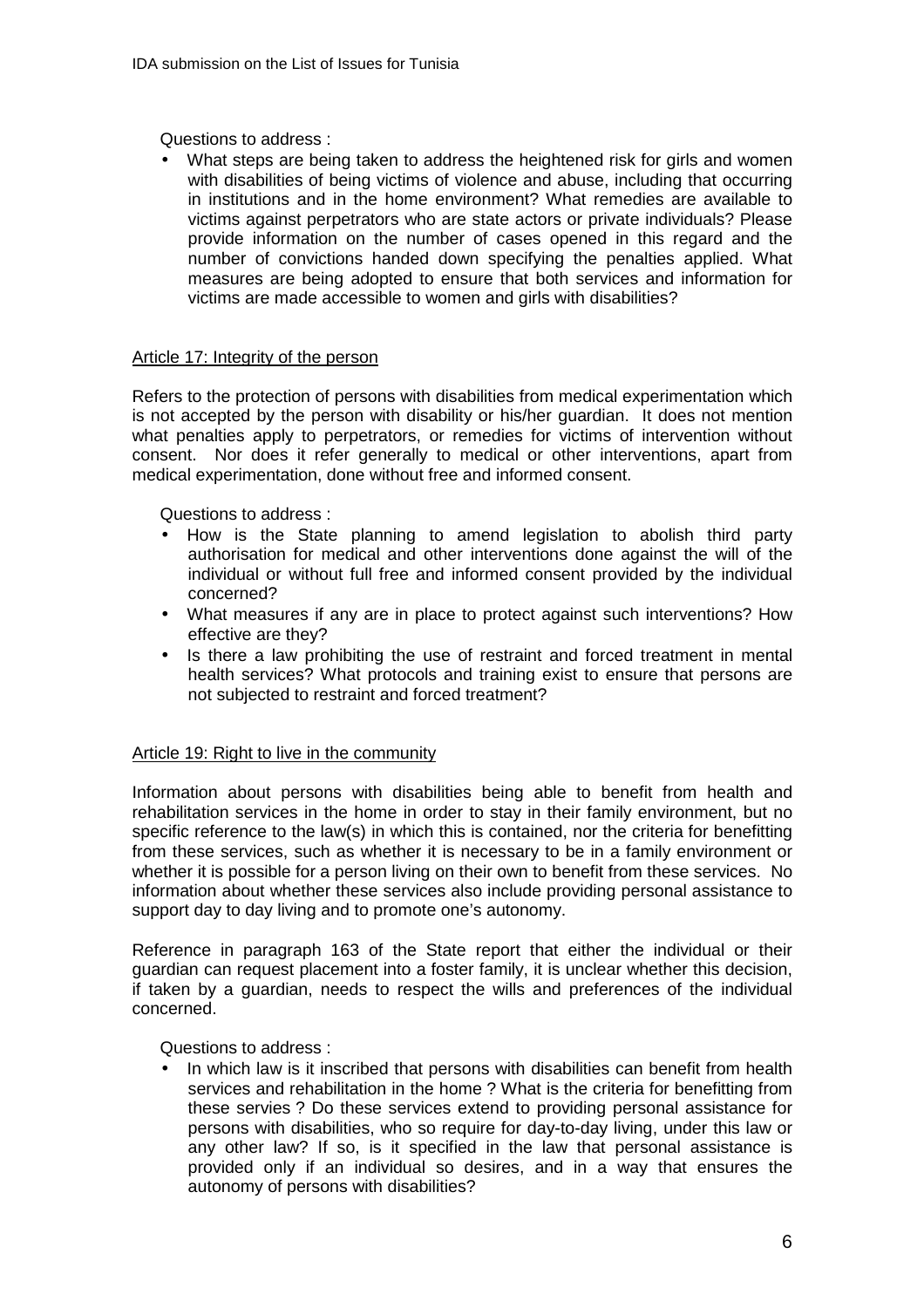Questions to address :

- What steps are being taken to address the heightened risk for girls and women with disabilities of being victims of violence and abuse, including that occurring in institutions and in the home environment? What remedies are available to victims against perpetrators who are state actors or private individuals? Please provide information on the number of cases opened in this regard and the number of convictions handed down specifying the penalties applied. What measures are being adopted to ensure that both services and information for victims are made accessible to women and girls with disabilities?

<u>Article 17: Integrity of the person</u>

Refers to the protection of persons with disabilities from medical experimentation which is not accepted by the person with disability or his/her guardian. It does not mention what penalties apply to perpetrators, or remedies for victims of intervention without consent. Nor does it refer generally to medical or other interventions, apart from medical experimentation, done without free and informed consent.

Questions to address :

- How is the State planning to amend legislation to abolish third party authorisation for medical and other interventions done against the will of the individual or without full free and informed consent provided by the individual concerned?
- What measures if any are in place to protect against such interventions? How effective are they?
- Is there a law prohibiting the use of restraint and forced treatment in mental health services? What protocols and training exist to ensure that persons are not subjected to restraint and forced treatment?

<u>Article 19: Right to live in the community</u>

Information about persons with disabilities being able to benefit from health and rehabilitation services in the home in order to stay in their family environment, but no specific reference to the law(s) in which this is contained, nor the criteria for benefitting from these services, such as whether it is necessary to be in a family environment or whether it is possible for a person living on their own to benefit from these services. No information about whether these services also include providing personal assistance to support day to day living and to promote one's autonomy.

Reference in paragraph 163 of the State report that either the individual or their guardian can request placement into a foster family, it is unclear whether this decision, if taken by a guardian, needs to respect the wills and preferences of the individual concerned.

Questions to address :

- In which law is it inscribed that persons with disabilities can benefit from health services and rehabilitation in the home ? What is the criteria for benefitting from these servies ? Do these services extend to providing personal assistance for persons with disabilities, who so require for day-to-day living, under this law or any other law? If so, is it specified in the law that personal assistance is provided only if an individual so desires, and in a way that ensures the autonomy of persons with disabilities?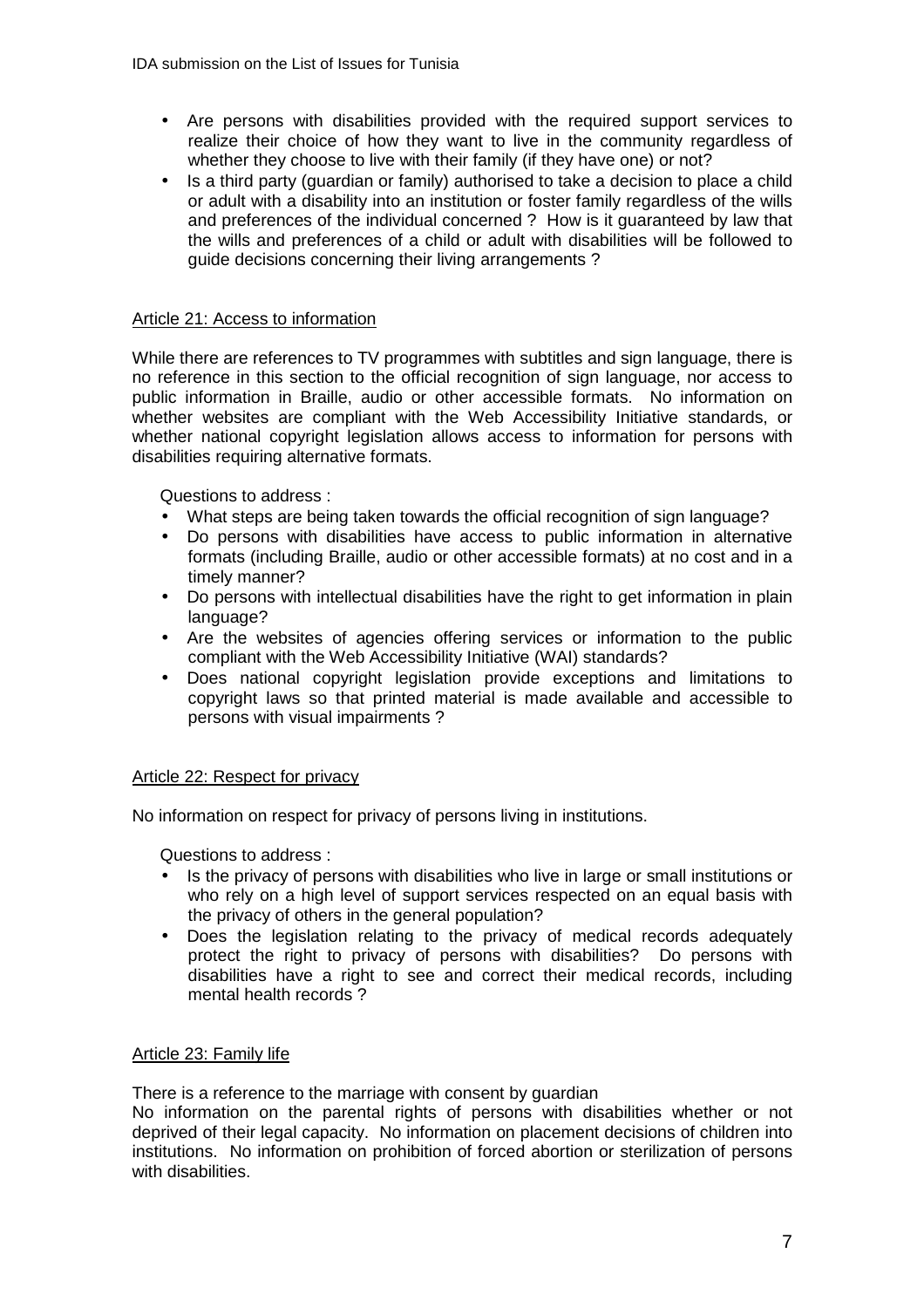- Are persons with disabilities provided with the required support services to realize their choice of how they want to live in the community regardless of whether they choose to live with their family (if they have one) or not?
- Is a third party (guardian or family) authorised to take a decision to place a child or adult with a disability into an institution or foster family regardless of the wills and preferences of the individual concerned ? How is it guaranteed by law that the wills and preferences of a child or adult with disabilities will be followed to guide decisions concerning their living arrangements ?

## Article 21: Access to information

While there are references to TV programmes with subtitles and sign language, there is no reference in this section to the official recognition of sign language, nor access to public information in Braille, audio or other accessible formats. No information on whether websites are compliant with the Web Accessibility Initiative standards, or whether national copyright legislation allows access to information for persons with disabilities requiring alternative formats.

Questions to address :

- What steps are being taken towards the official recognition of sign language?
- Do persons with disabilities have access to public information in alternative formats (including Braille, audio or other accessible formats) at no cost and in a timely manner?
- Do persons with intellectual disabilities have the right to get information in plain language?
- Are the websites of agencies offering services or information to the public compliant with the Web Accessibility Initiative (WAI) standards?
- Does national copyright legislation provide exceptions and limitations to copyright laws so that printed material is made available and accessible to persons with visual impairments ?

## Article 22: Respect for privacy

No information on respect for privacy of persons living in institutions.

Questions to address :

- Is the privacy of persons with disabilities who live in large or small institutions or who rely on a high level of support services respected on an equal basis with the privacy of others in the general population?
- Does the legislation relating to the privacy of medical records adequately protect the right to privacy of persons with disabilities? Do persons with disabilities have a right to see and correct their medical records, including mental health records ?

## Article 23: Family life

There is a reference to the marriage with consent by guardian

No information on the parental rights of persons with disabilities whether or not deprived of their legal capacity. No information on placement decisions of children into institutions. No information on prohibition of forced abortion or sterilization of persons with disabilities.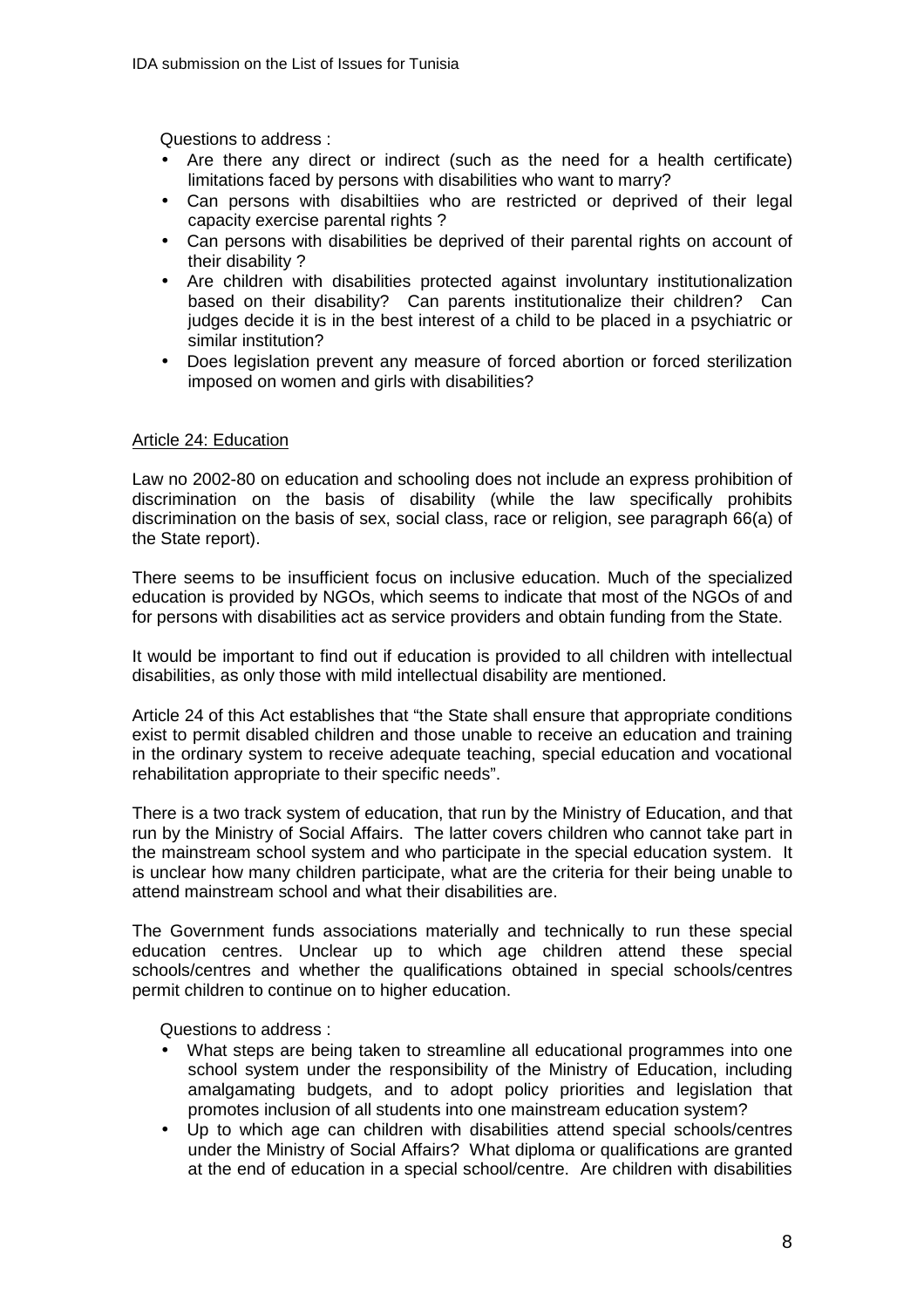Questions to address :

- Are there any direct or indirect (such as the need for a health certificate) limitations faced by persons with disabilities who want to marry?
- Can persons with disabiltiies who are restricted or deprived of their legal capacity exercise parental rights ?
- Can persons with disabilities be deprived of their parental rights on account of their disability ?
- Are children with disabilities protected against involuntary institutionalization based on their disability? Can parents institutionalize their children? Can judges decide it is in the best interest of a child to be placed in a psychiatric or similar institution?
- Does legislation prevent any measure of forced abortion or forced sterilization imposed on women and girls with disabilities?

Article 24: Education

Law no 2002-80 on education and schooling does not include an express prohibition of discrimination on the basis of disability (while the law specifically prohibits discrimination on the basis of sex, social class, race or religion, see paragraph 66(a) of the State report).

There seems to be insufficient focus on inclusive education. Much of the specialized education is provided by NGOs, which seems to indicate that most of the NGOs of and for persons with disabilities act as service providers and obtain funding from the State.

It would be important to find out if education is provided to all children with intellectual disabilities, as only those with mild intellectual disability are mentioned.

Article 24 of this Act establishes that “the State shall ensure that appropriate conditions exist to permit disabled children and those unable to receive an education and training in the ordinary system to receive adequate teaching, special education and vocational rehabilitation appropriate to their specific needs”.

There is a two track system of education, that run by the Ministry of Education, and that run by the Ministry of Social Affairs. The latter covers children who cannot take part in the mainstream school system and who participate in the special education system. It is unclear how many children participate, what are the criteria for their being unable to attend mainstream school and what their disabilities are.

The Government funds associations materially and technically to run these special education centres. Unclear up to which age children attend these special schools/centres and whether the qualifications obtained in special schools/centres permit children to continue on to higher education.

Questions to address :

- What steps are being taken to streamline all educational programmes into one school system under the responsibility of the Ministry of Education, including amalgamating budgets, and to adopt policy priorities and legislation that promotes inclusion of all students into one mainstream education system?
- Up to which age can children with disabilities attend special schools/centres under the Ministry of Social Affairs? What diploma or qualifications are granted at the end of education in a special school/centre. Are children with disabilities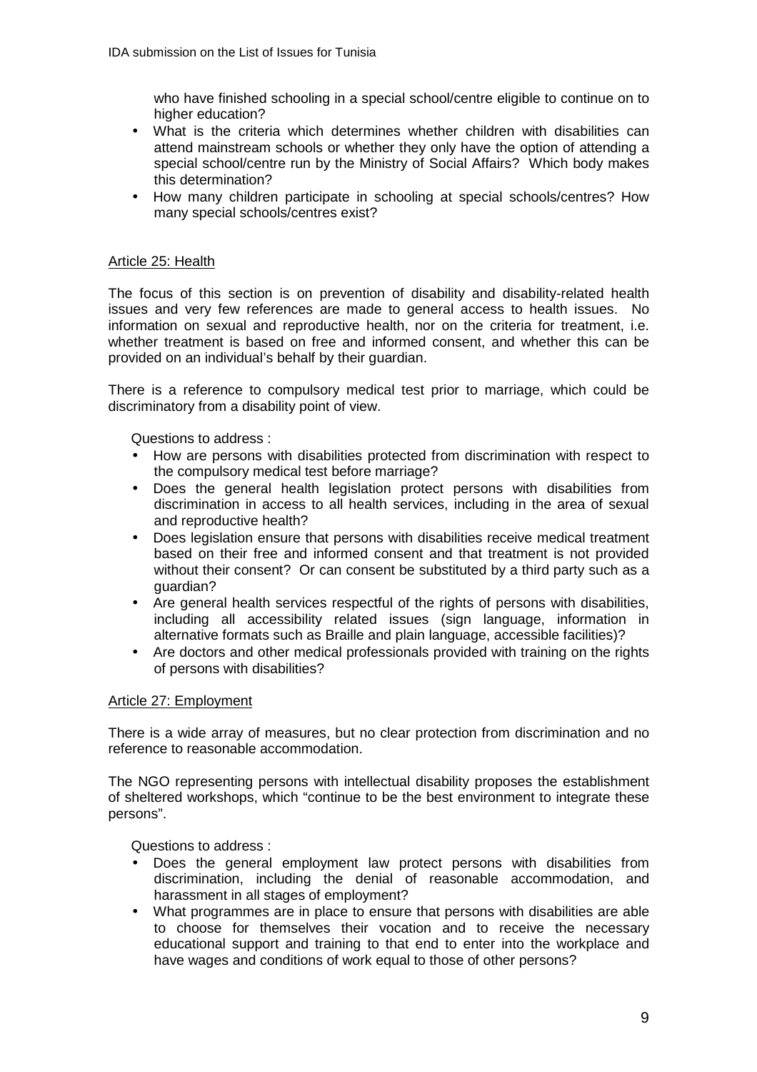who have finished schooling in a special school/centre eligible to continue on to higher education?

- What is the criteria which determines whether children with disabilities can attend mainstream schools or whether they only have the option of attending a special school/centre run by the Ministry of Social Affairs? Which body makes this determination?
- How many children participate in schooling at special schools/centres? How many special schools/centres exist?

Article 25: Health

The focus of this section is on prevention of disability and disability-related health issues and very few references are made to general access to health issues. No information on sexual and reproductive health, nor on the criteria for treatment, i.e. whether treatment is based on free and informed consent, and whether this can be provided on an individual's behalf by their guardian.

There is a reference to compulsory medical test prior to marriage, which could be discriminatory from a disability point of view.

Questions to address :

- How are persons with disabilities protected from discrimination with respect to the compulsory medical test before marriage?
- Does the general health legislation protect persons with disabilities from discrimination in access to all health services, including in the area of sexual and reproductive health?
- Does legislation ensure that persons with disabilities receive medical treatment based on their free and informed consent and that treatment is not provided without their consent? Or can consent be substituted by a third party such as a guardian?
- Are general health services respectful of the rights of persons with disabilities, including all accessibility related issues (sign language, information in alternative formats such as Braille and plain language, accessible facilities)?
- Are doctors and other medical professionals provided with training on the rights of persons with disabilities?

Article 27: Employment

There is a wide array of measures, but no clear protection from discrimination and no reference to reasonable accommodation.

The NGO representing persons with intellectual disability proposes the establishment of sheltered workshops, which "continue to be the best environment to integrate these persons".

Questions to address :

- Does the general employment law protect persons with disabilities from discrimination, including the denial of reasonable accommodation, and harassment in all stages of employment?
- What programmes are in place to ensure that persons with disabilities are able to choose for themselves their vocation and to receive the necessary educational support and training to that end to enter into the workplace and have wages and conditions of work equal to those of other persons?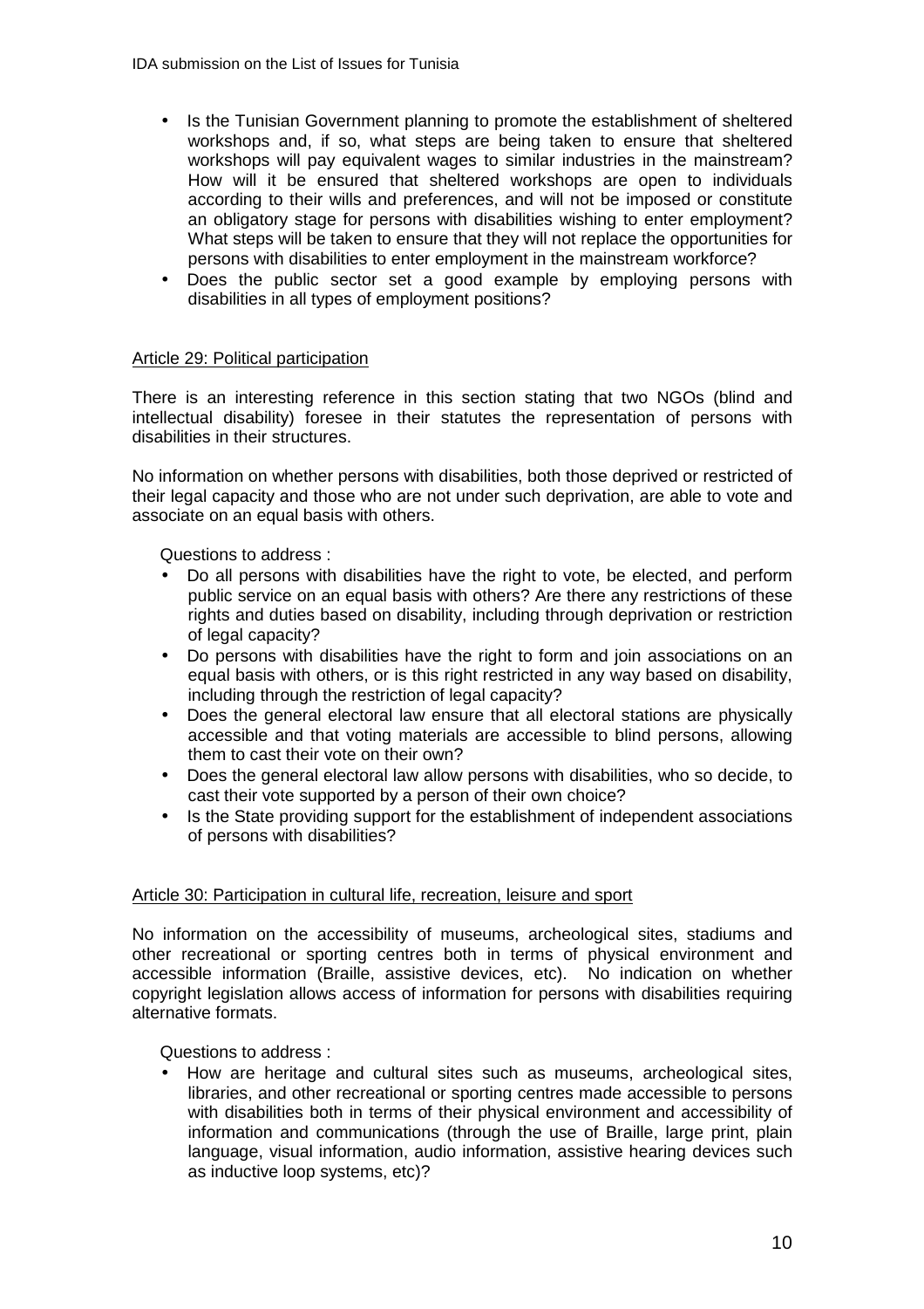- Is the Tunisian Government planning to promote the establishment of sheltered workshops and, if so, what steps are being taken to ensure that sheltered workshops will pay equivalent wages to similar industries in the mainstream? How will it be ensured that sheltered workshops are open to individuals according to their wills and preferences, and will not be imposed or constitute an obligatory stage for persons with disabilities wishing to enter employment? What steps will be taken to ensure that they will not replace the opportunities for persons with disabilities to enter employment in the mainstream workforce?
- Does the public sector set a good example by employing persons with disabilities in all types of employment positions?

<u>Article 29: Political participation</u>

There is an interesting reference in this section stating that two NGOs (blind and intellectual disability) foresee in their statutes the representation of persons with disabilities in their structures.

No information on whether persons with disabilities, both those deprived or restricted of their legal capacity and those who are not under such deprivation, are able to vote and associate on an equal basis with others.

Questions to address :

- Do all persons with disabilities have the right to vote, be elected, and perform public service on an equal basis with others? Are there any restrictions of these rights and duties based on disability, including through deprivation or restriction of legal capacity?
- Do persons with disabilities have the right to form and join associations on an equal basis with others, or is this right restricted in any way based on disability, including through the restriction of legal capacity?
- Does the general electoral law ensure that all electoral stations are physically accessible and that voting materials are accessible to blind persons, allowing them to cast their vote on their own?
- Does the general electoral law allow persons with disabilities, who so decide, to cast their vote supported by a person of their own choice?
- Is the State providing support for the establishment of independent associations of persons with disabilities?

<u>Article 30: Participation in cultural life, recreation, leisure and sport</u>

No information on the accessibility of museums, archeological sites, stadiums and other recreational or sporting centres both in terms of physical environment and accessible information (Braille, assistive devices, etc). No indication on whether copyright legislation allows access of information for persons with disabilities requiring alternative formats.

Questions to address :

- How are heritage and cultural sites such as museums, archeological sites, libraries, and other recreational or sporting centres made accessible to persons with disabilities both in terms of their physical environment and accessibility of information and communications (through the use of Braille, large print, plain language, visual information, audio information, assistive hearing devices such as inductive loop systems, etc)?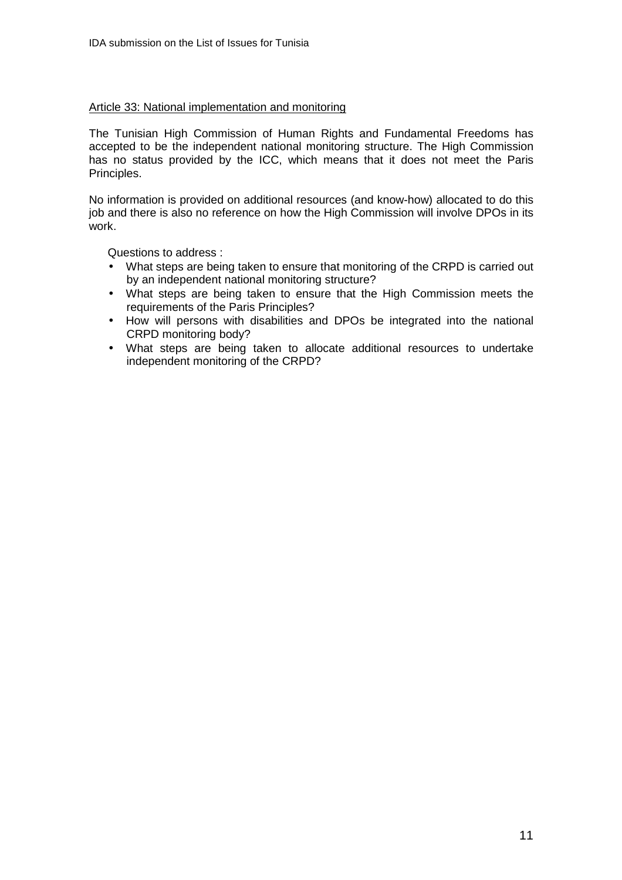Article 33: National implementation and monitoring

The Tunisian High Commission of Human Rights and Fundamental Freedoms has accepted to be the independent national monitoring structure. The High Commission has no status provided by the ICC, which means that it does not meet the Paris Principles.

No information is provided on additional resources (and know-how) allocated to do this job and there is also no reference on how the High Commission will involve DPOs in its work.

Questions to address :

- What steps are being taken to ensure that monitoring of the CRPD is carried out by an independent national monitoring structure?
- What steps are being taken to ensure that the High Commission meets the requirements of the Paris Principles?
- How will persons with disabilities and DPOs be integrated into the national CRPD monitoring body?
- What steps are being taken to allocate additional resources to undertake independent monitoring of the CRPD?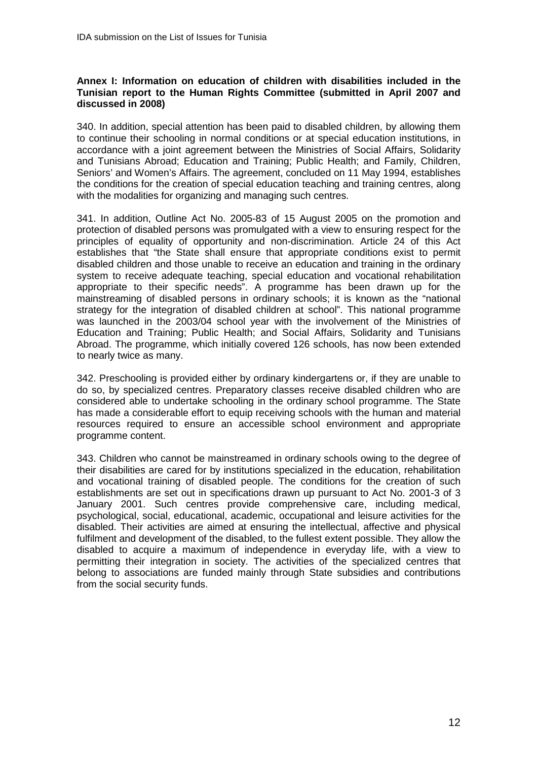**Annex I: Information on education of children with disabilities included in the Tunisian report to the Human Rights Committee (submitted in April 2007 and discussed in 2008)**

340. In addition, special attention has been paid to disabled children, by allowing them to continue their schooling in normal conditions or at special education institutions, in accordance with a joint agreement between the Ministries of Social Affairs, Solidarity and Tunisians Abroad; Education and Training; Public Health; and Family, Children, Seniors' and Women's Affairs. The agreement, concluded on 11 May 1994, establishes the conditions for the creation of special education teaching and training centres, along with the modalities for organizing and managing such centres.

341. In addition, Outline Act No. 2005-83 of 15 August 2005 on the promotion and protection of disabled persons was promulgated with a view to ensuring respect for the principles of equality of opportunity and non-discrimination. Article 24 of this Act establishes that "the State shall ensure that appropriate conditions exist to permit disabled children and those unable to receive an education and training in the ordinary system to receive adequate teaching, special education and vocational rehabilitation appropriate to their specific needs". A programme has been drawn up for the mainstreaming of disabled persons in ordinary schools; it is known as the "national strategy for the integration of disabled children at school". This national programme was launched in the 2003/04 school year with the involvement of the Ministries of Education and Training; Public Health; and Social Affairs, Solidarity and Tunisians Abroad. The programme, which initially covered 126 schools, has now been extended to nearly twice as many.

342. Preschooling is provided either by ordinary kindergartens or, if they are unable to do so, by specialized centres. Preparatory classes receive disabled children who are considered able to undertake schooling in the ordinary school programme. The State has made a considerable effort to equip receiving schools with the human and material resources required to ensure an accessible school environment and appropriate programme content.

343. Children who cannot be mainstreamed in ordinary schools owing to the degree of their disabilities are cared for by institutions specialized in the education, rehabilitation and vocational training of disabled people. The conditions for the creation of such establishments are set out in specifications drawn up pursuant to Act No. 2001-3 of 3 January 2001. Such centres provide comprehensive care, including medical, psychological, social, educational, academic, occupational and leisure activities for the disabled. Their activities are aimed at ensuring the intellectual, affective and physical fulfilment and development of the disabled, to the fullest extent possible. They allow the disabled to acquire a maximum of independence in everyday life, with a view to permitting their integration in society. The activities of the specialized centres that belong to associations are funded mainly through State subsidies and contributions from the social security funds.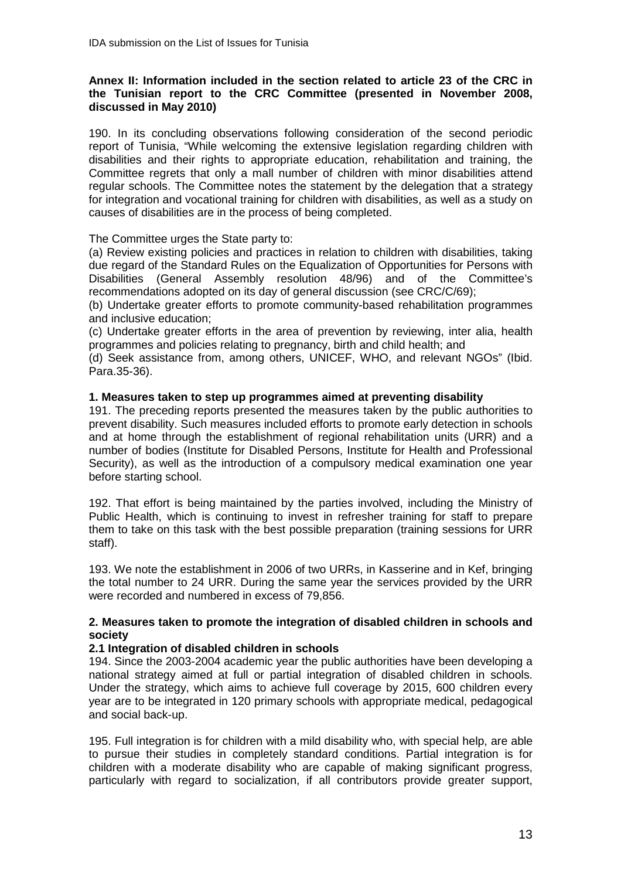**Annex II: Information included in the section related to article 23 of the CRC in the Tunisian report to the CRC Committee (presented in November 2008, discussed in May 2010)**

190. In its concluding observations following consideration of the second periodic report of Tunisia, "While welcoming the extensive legislation regarding children with disabilities and their rights to appropriate education, rehabilitation and training, the Committee regrets that only a mall number of children with minor disabilities attend regular schools. The Committee notes the statement by the delegation that a strategy for integration and vocational training for children with disabilities, as well as a study on causes of disabilities are in the process of being completed.

The Committee urges the State party to:

(a) Review existing policies and practices in relation to children with disabilities, taking due regard of the Standard Rules on the Equalization of Opportunities for Persons with Disabilities (General Assembly resolution 48/96) and of the Committee's recommendations adopted on its day of general discussion (see CRC/C/69);

(b) Undertake greater efforts to promote community-based rehabilitation programmes and inclusive education;

(c) Undertake greater efforts in the area of prevention by reviewing, inter alia, health programmes and policies relating to pregnancy, birth and child health; and

(d) Seek assistance from, among others, UNICEF, WHO, and relevant NGOs" (Ibid. Para.35-36).

**1. Measures taken to step up programmes aimed at preventing disability**

191. The preceding reports presented the measures taken by the public authorities to prevent disability. Such measures included efforts to promote early detection in schools and at home through the establishment of regional rehabilitation units (URR) and a number of bodies (Institute for Disabled Persons, Institute for Health and Professional Security), as well as the introduction of a compulsory medical examination one year before starting school.

192. That effort is being maintained by the parties involved, including the Ministry of Public Health, which is continuing to invest in refresher training for staff to prepare them to take on this task with the best possible preparation (training sessions for URR staff).

193. We note the establishment in 2006 of two URRs, in Kasserine and in Kef, bringing the total number to 24 URR. During the same year the services provided by the URR were recorded and numbered in excess of 79,856.

**2. Measures taken to promote the integration of disabled children in schools and society**

**2.1 Integration of disabled children in schools**

194. Since the 2003-2004 academic year the public authorities have been developing a national strategy aimed at full or partial integration of disabled children in schools. Under the strategy, which aims to achieve full coverage by 2015, 600 children every year are to be integrated in 120 primary schools with appropriate medical, pedagogical and social back-up.

195. Full integration is for children with a mild disability who, with special help, are able to pursue their studies in completely standard conditions. Partial integration is for children with a moderate disability who are capable of making significant progress, particularly with regard to socialization, if all contributors provide greater support,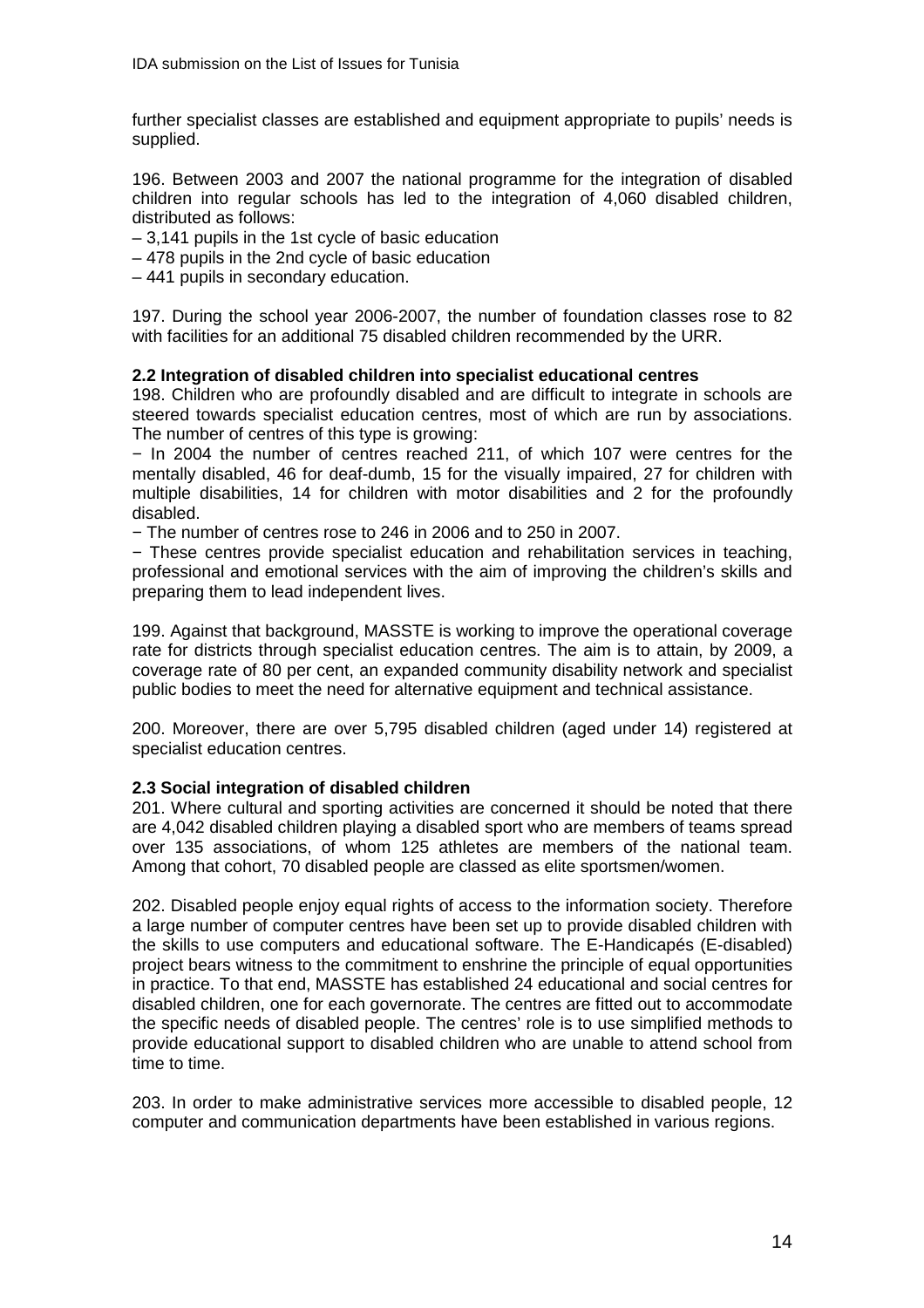further specialist classes are established and equipment appropriate to pupils' needs is supplied.

196. Between 2003 and 2007 the national programme for the integration of disabled children into regular schools has led to the integration of 4,060 disabled children, distributed as follows:

– 3,141 pupils in the 1st cycle of basic education
– 478 pupils in the 2nd cycle of basic education
– 441 pupils in secondary education.

197. During the school year 2006-2007, the number of foundation classes rose to 82 with facilities for an additional 75 disabled children recommended by the URR.

**2.2 Integration of disabled children into specialist educational centres**

198. Children who are profoundly disabled and are difficult to integrate in schools are steered towards specialist education centres, most of which are run by associations. The number of centres of this type is growing:

− In 2004 the number of centres reached 211, of which 107 were centres for the mentally disabled, 46 for deaf-dumb, 15 for the visually impaired, 27 for children with multiple disabilities, 14 for children with motor disabilities and 2 for the profoundly disabled.
− The number of centres rose to 246 in 2006 and to 250 in 2007.
− These centres provide specialist education and rehabilitation services in teaching, professional and emotional services with the aim of improving the children's skills and preparing them to lead independent lives.

199. Against that background, MASSTE is working to improve the operational coverage rate for districts through specialist education centres. The aim is to attain, by 2009, a coverage rate of 80 per cent, an expanded community disability network and specialist public bodies to meet the need for alternative equipment and technical assistance.

200. Moreover, there are over 5,795 disabled children (aged under 14) registered at specialist education centres.

**2.3 Social integration of disabled children**

201. Where cultural and sporting activities are concerned it should be noted that there are 4,042 disabled children playing a disabled sport who are members of teams spread over 135 associations, of whom 125 athletes are members of the national team. Among that cohort, 70 disabled people are classed as elite sportsmen/women.

202. Disabled people enjoy equal rights of access to the information society. Therefore a large number of computer centres have been set up to provide disabled children with the skills to use computers and educational software. The E-Handicapés (E-disabled) project bears witness to the commitment to enshrine the principle of equal opportunities in practice. To that end, MASSTE has established 24 educational and social centres for disabled children, one for each governorate. The centres are fitted out to accommodate the specific needs of disabled people. The centres' role is to use simplified methods to provide educational support to disabled children who are unable to attend school from time to time.

203. In order to make administrative services more accessible to disabled people, 12 computer and communication departments have been established in various regions.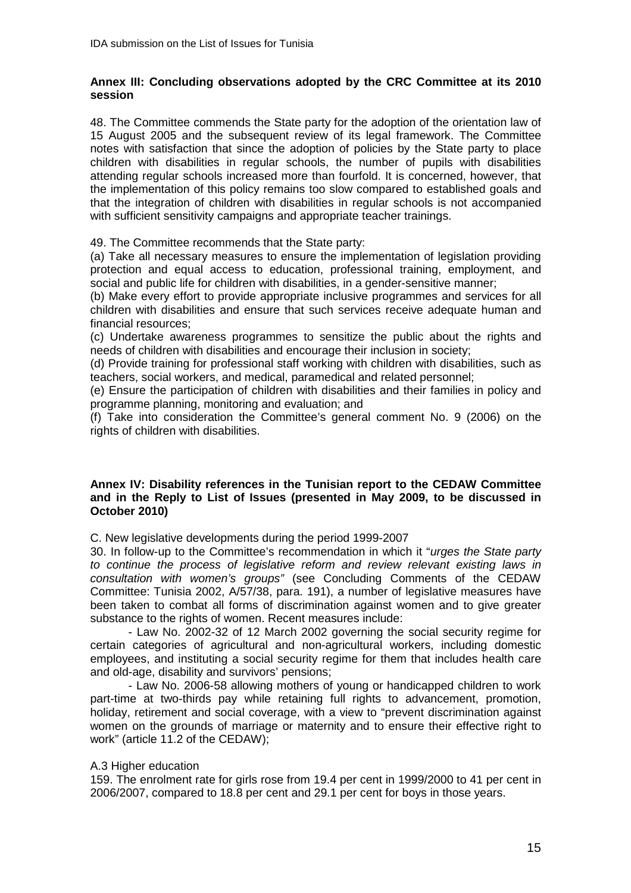**Annex III: Concluding observations adopted by the CRC Committee at its 2010 session**

48. The Committee commends the State party for the adoption of the orientation law of 15 August 2005 and the subsequent review of its legal framework. The Committee notes with satisfaction that since the adoption of policies by the State party to place children with disabilities in regular schools, the number of pupils with disabilities attending regular schools increased more than fourfold. It is concerned, however, that the implementation of this policy remains too slow compared to established goals and that the integration of children with disabilities in regular schools is not accompanied with sufficient sensitivity campaigns and appropriate teacher trainings.

49. The Committee recommends that the State party:
(a) Take all necessary measures to ensure the implementation of legislation providing protection and equal access to education, professional training, employment, and social and public life for children with disabilities, in a gender-sensitive manner;
(b) Make every effort to provide appropriate inclusive programmes and services for all children with disabilities and ensure that such services receive adequate human and financial resources;
(c) Undertake awareness programmes to sensitize the public about the rights and needs of children with disabilities and encourage their inclusion in society;
(d) Provide training for professional staff working with children with disabilities, such as teachers, social workers, and medical, paramedical and related personnel;
(e) Ensure the participation of children with disabilities and their families in policy and programme planning, monitoring and evaluation; and
(f) Take into consideration the Committee's general comment No. 9 (2006) on the rights of children with disabilities.

**Annex IV: Disability references in the Tunisian report to the CEDAW Committee and in the Reply to List of Issues (presented in May 2009, to be discussed in October 2010)**

C. New legislative developments during the period 1999-2007

30. In follow-up to the Committee's recommendation in which it "*urges the State party to continue the process of legislative reform and review relevant existing laws in consultation with women's groups"* (see Concluding Comments of the CEDAW Committee: Tunisia 2002, A/57/38, para. 191), a number of legislative measures have been taken to combat all forms of discrimination against women and to give greater substance to the rights of women. Recent measures include:

- Law No. 2002-32 of 12 March 2002 governing the social security regime for certain categories of agricultural and non-agricultural workers, including domestic employees, and instituting a social security regime for them that includes health care and old-age, disability and survivors' pensions;
- Law No. 2006-58 allowing mothers of young or handicapped children to work part-time at two-thirds pay while retaining full rights to advancement, promotion, holiday, retirement and social coverage, with a view to "prevent discrimination against women on the grounds of marriage or maternity and to ensure their effective right to work" (article 11.2 of the CEDAW);

A.3 Higher education

159. The enrolment rate for girls rose from 19.4 per cent in 1999/2000 to 41 per cent in 2006/2007, compared to 18.8 per cent and 29.1 per cent for boys in those years.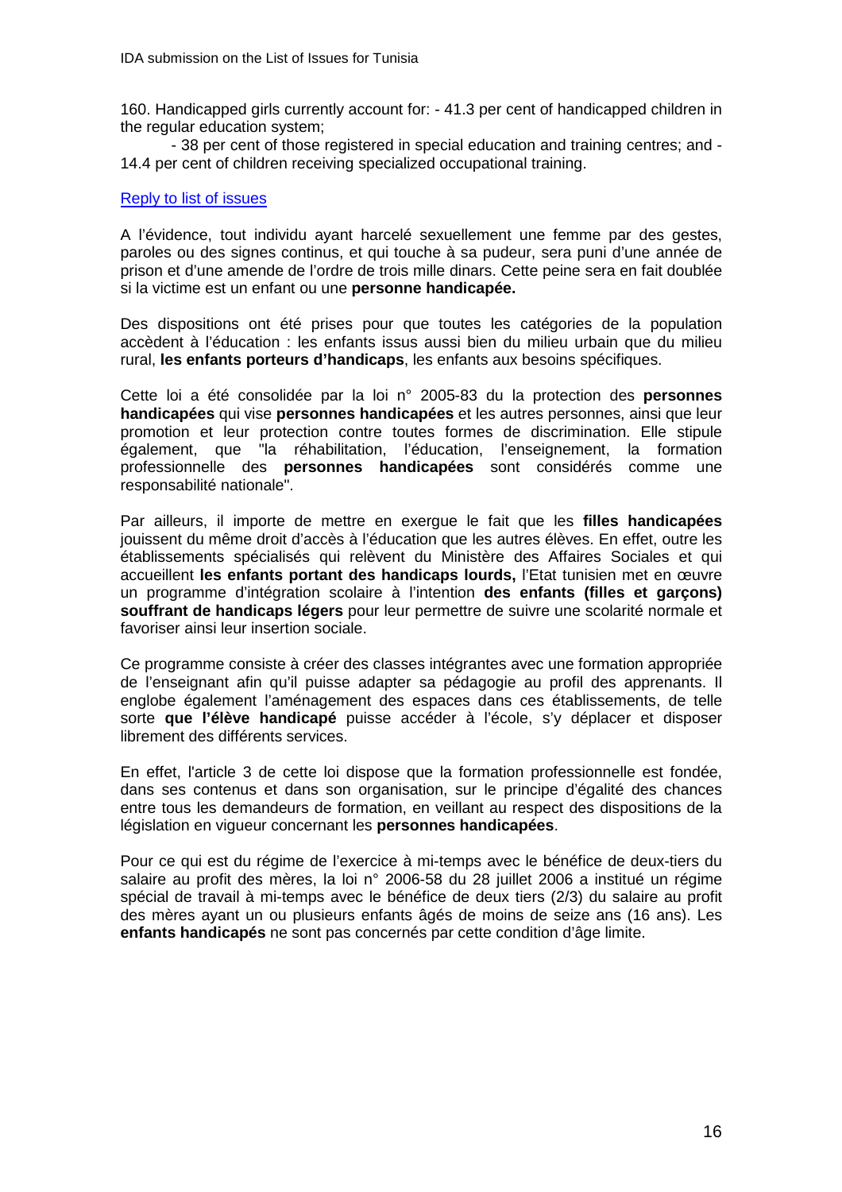160. Handicapped girls currently account for: - 41.3 per cent of handicapped children in the regular education system;

- 38 per cent of those registered in special education and training centres; and - 14.4 per cent of children receiving specialized occupational training.

Reply to list of issues

A l'évidence, tout individu ayant harcelé sexuellement une femme par des gestes, paroles ou des signes continus, et qui touche à sa pudeur, sera puni d'une année de prison et d'une amende de l'ordre de trois mille dinars. Cette peine sera en fait doublée si la victime est un enfant ou une **personne handicapée.**

Des dispositions ont été prises pour que toutes les catégories de la population accèdent à l'éducation : les enfants issus aussi bien du milieu urbain que du milieu rural, **les enfants porteurs d'handicaps**, les enfants aux besoins spécifiques.

Cette loi a été consolidée par la loi n° 2005-83 du la protection des **personnes handicapées** qui vise **personnes handicapées** et les autres personnes, ainsi que leur promotion et leur protection contre toutes formes de discrimination. Elle stipule également, que "la réhabilitation, l'éducation, l'enseignement, la formation professionnelle des **personnes handicapées** sont considérés comme une responsabilité nationale".

Par ailleurs, il importe de mettre en exergue le fait que les **filles handicapées** jouissent du même droit d'accès à l'éducation que les autres élèves. En effet, outre les établissements spécialisés qui relèvent du Ministère des Affaires Sociales et qui accueillent **les enfants portant des handicaps lourds,** l'Etat tunisien met en œuvre un programme d'intégration scolaire à l'intention **des enfants (filles et garçons) souffrant de handicaps légers** pour leur permettre de suivre une scolarité normale et favoriser ainsi leur insertion sociale.

Ce programme consiste à créer des classes intégrantes avec une formation appropriée de l'enseignant afin qu'il puisse adapter sa pédagogie au profil des apprenants. Il englobe également l'aménagement des espaces dans ces établissements, de telle sorte **que l'élève handicapé** puisse accéder à l'école, s'y déplacer et disposer librement des différents services.

En effet, l'article 3 de cette loi dispose que la formation professionnelle est fondée, dans ses contenus et dans son organisation, sur le principe d'égalité des chances entre tous les demandeurs de formation, en veillant au respect des dispositions de la législation en vigueur concernant les **personnes handicapées**.

Pour ce qui est du régime de l'exercice à mi-temps avec le bénéfice de deux-tiers du salaire au profit des mères, la loi n° 2006-58 du 28 juillet 2006 a institué un régime spécial de travail à mi-temps avec le bénéfice de deux tiers (2/3) du salaire au profit des mères ayant un ou plusieurs enfants âgés de moins de seize ans (16 ans). Les **enfants handicapés** ne sont pas concernés par cette condition d'âge limite.